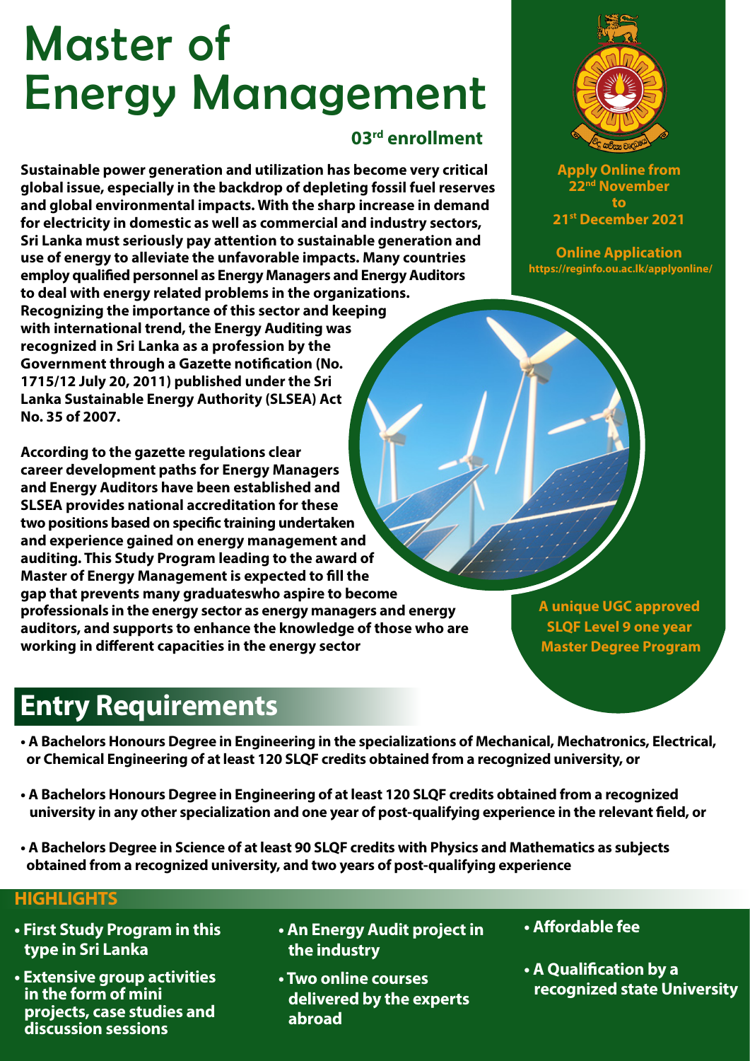# Master of Energy Management

**03rd enrollment**

**Sustainable power generation and utilization has become very critical global issue, especially in the backdrop of depleting fossil fuel reserves and global environmental impacts. With the sharp increase in demand for electricity in domestic as well as commercial and industry sectors, Sri Lanka must seriously pay attention to sustainable generation and use of energy to alleviate the unfavorable impacts. Many countries employ qualified personnel as Energy Managers and Energy Auditors to deal with energy related problems in the organizations. Recognizing the importance of this sector and keeping with international trend, the Energy Auditing was recognized in Sri Lanka as a profession by the Government through a Gazette notification (No. 1715/12 July 20, 2011) published under the Sri Lanka Sustainable Energy Authority (SLSEA) Act No. 35 of 2007.**

**According to the gazette regulations clear career development paths for Energy Managers and Energy Auditors have been established and SLSEA provides national accreditation for these two positions based on specific training undertaken and experience gained on energy management and auditing. This Study Program leading to the award of Master of Energy Management is expected to fill the gap that prevents many graduateswho aspire to become professionals in the energy sector as energy managers and energy auditors, and supports to enhance the knowledge of those who are working in different capacities in the energy sector**

**Apply Online from 22nd November to 21st December 2021**

**Online Application**
**https://reginfo.ou.ac.lk/applyonline/**

**A unique UGC approved SLQF Level 9 one year Master Degree Program**

## Entry Requirements

- **A Bachelors Honours Degree in Engineering in the specializations of Mechanical, Mechatronics, Electrical, or Chemical Engineering of at least 120 SLQF credits obtained from a recognized university, or**
- **A Bachelors Honours Degree in Engineering of at least 120 SLQF credits obtained from a recognized university in any other specialization and one year of post-qualifying experience in the relevant field, or**
- **A Bachelors Degree in Science of at least 90 SLQF credits with Physics and Mathematics as subjects obtained from a recognized university, and two years of post-qualifying experience**

## HIGHLIGHTS

- **First Study Program in this type in Sri Lanka**
- **Extensive group activities in the form of mini projects, case studies and discussion sessions**
- **An Energy Audit project in the industry**
- **Two online courses delivered by the experts abroad**
- **Affordable fee**
- **A Qualification by a recognized state University**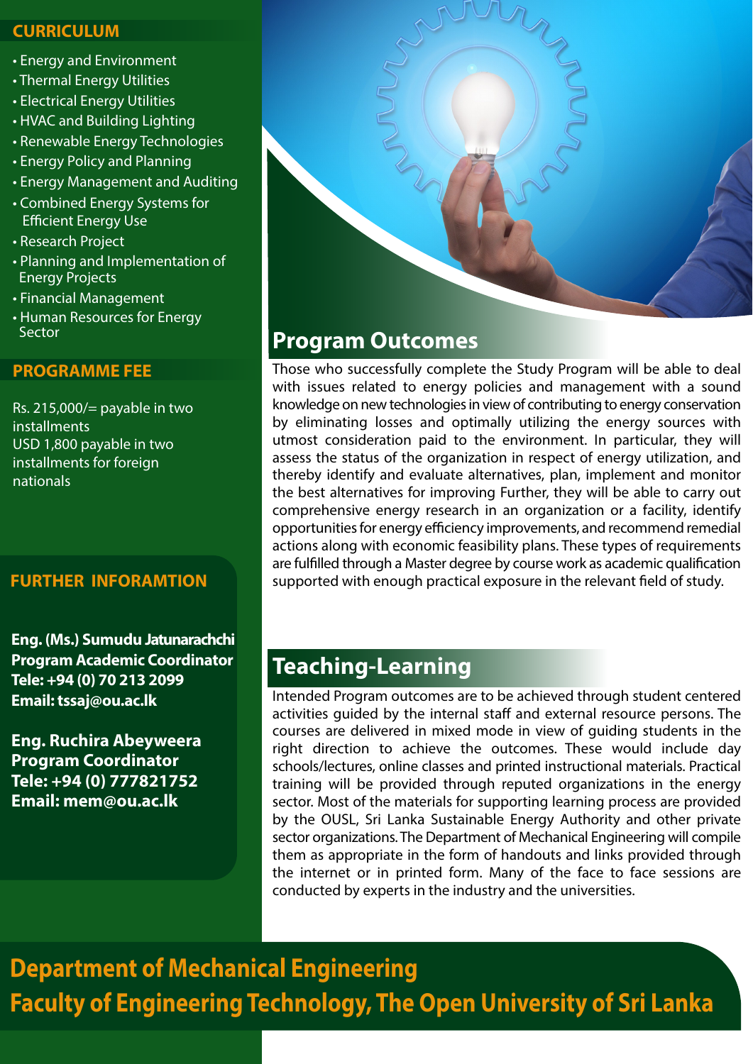## CURRICULUM

- Energy and Environment
- Thermal Energy Utilities
- Electrical Energy Utilities
- HVAC and Building Lighting
- Renewable Energy Technologies
- Energy Policy and Planning
- Energy Management and Auditing
- Combined Energy Systems for Efficient Energy Use
- Research Project
- Planning and Implementation of Energy Projects
- Financial Management
- Human Resources for Energy Sector

## PROGRAMME FEE

Rs. 215,000/= payable in two installments
USD 1,800 payable in two installments for foreign nationals

## FURTHER INFORAMTION

**Eng. (Ms.) Sumudu Jatunarachchi**
**Program Academic Coordinator**
**Tele: +94 (0) 70 213 2099**
**Email: tssaj@ou.ac.lk**

**Eng. Ruchira Abeyweera**
**Program Coordinator**
**Tele: +94 (0) 777821752**
**Email: mem@ou.ac.lk**

## Program Outcomes

Those who successfully complete the Study Program will be able to deal with issues related to energy policies and management with a sound knowledge on new technologies in view of contributing to energy conservation by eliminating losses and optimally utilizing the energy sources with utmost consideration paid to the environment. In particular, they will assess the status of the organization in respect of energy utilization, and thereby identify and evaluate alternatives, plan, implement and monitor the best alternatives for improving Further, they will be able to carry out comprehensive energy research in an organization or a facility, identify opportunities for energy efficiency improvements, and recommend remedial actions along with economic feasibility plans. These types of requirements are fulfilled through a Master degree by course work as academic qualification supported with enough practical exposure in the relevant field of study.

## Teaching-Learning

Intended Program outcomes are to be achieved through student centered activities guided by the internal staff and external resource persons. The courses are delivered in mixed mode in view of guiding students in the right direction to achieve the outcomes. These would include day schools/lectures, online classes and printed instructional materials. Practical training will be provided through reputed organizations in the energy sector. Most of the materials for supporting learning process are provided by the OUSL, Sri Lanka Sustainable Energy Authority and other private sector organizations. The Department of Mechanical Engineering will compile them as appropriate in the form of handouts and links provided through the internet or in printed form. Many of the face to face sessions are conducted by experts in the industry and the universities.

**Department of Mechanical Engineering**
**Faculty of Engineering Technology, The Open University of Sri Lanka**